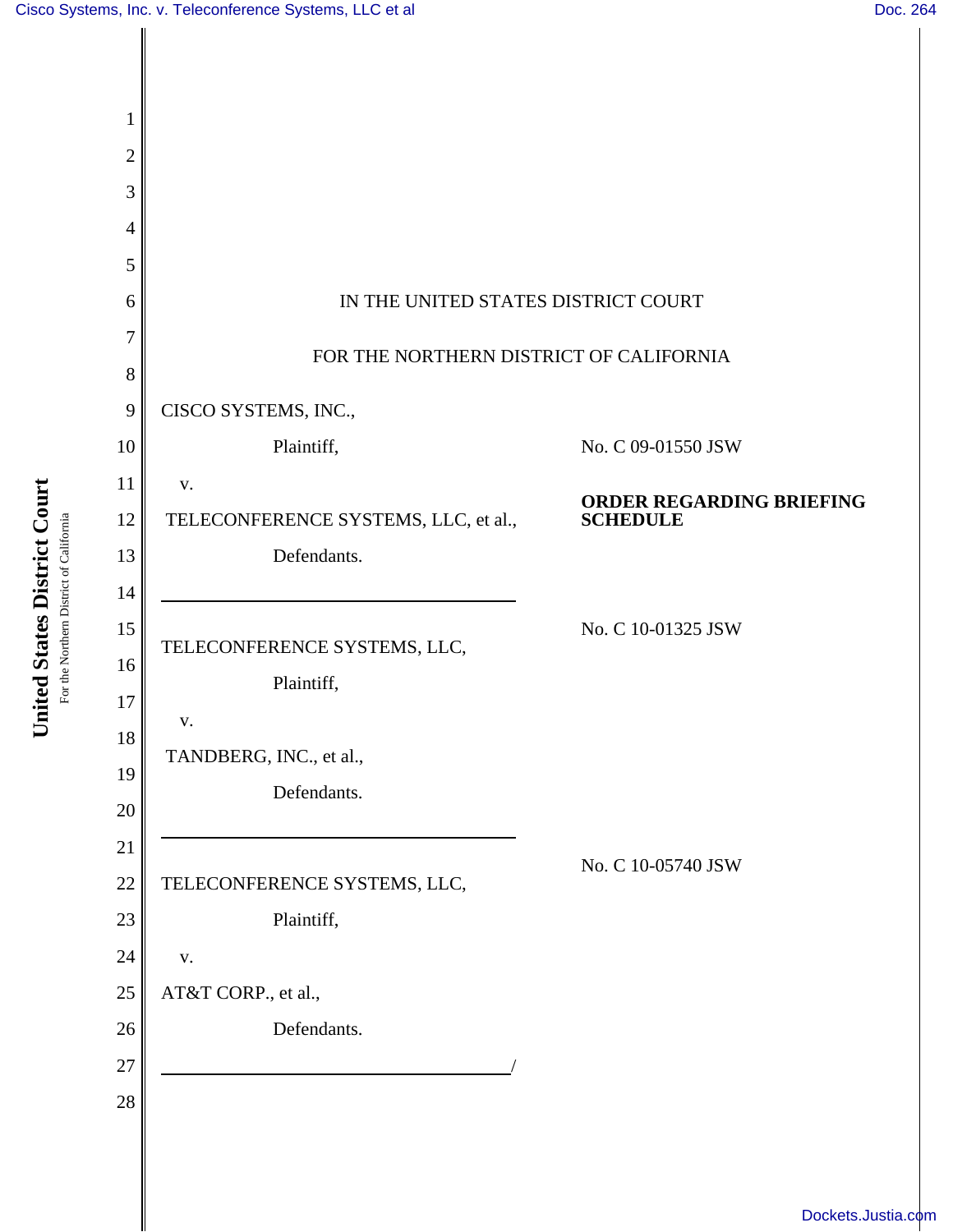IN THE UNITED STATES DISTRICT COURT

FOR THE NORTHERN DISTRICT OF CALIFORNIA

CISCO SYSTEMS, INC.,

Plaintiff,

v.

TELECONFERENCE SYSTEMS, LLC, et al.,

Defendants.

No. C 09-01550 JSW

**ORDER REGARDING BRIEFING SCHEDULE**

---

TELECONFERENCE SYSTEMS, LLC,

Plaintiff,

v.

TANDBERG, INC., et al.,

Defendants.

No. C 10-01325 JSW

---

TELECONFERENCE SYSTEMS, LLC,

Plaintiff,

v.

AT&T CORP., et al.,

Defendants.

No. C 10-05740 JSW

---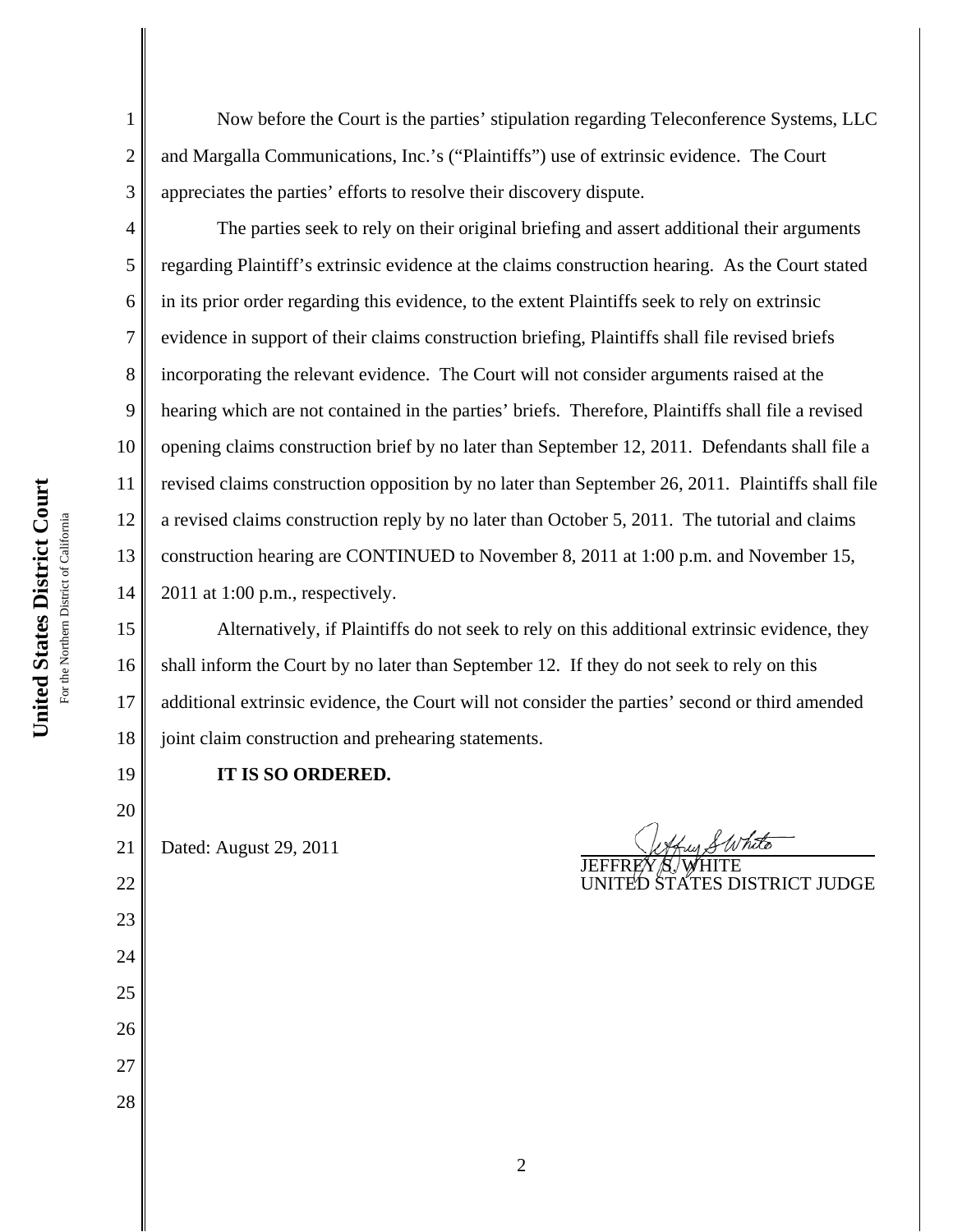Now before the Court is the parties' stipulation regarding Teleconference Systems, LLC and Margalla Communications, Inc.'s ("Plaintiffs") use of extrinsic evidence. The Court appreciates the parties' efforts to resolve their discovery dispute.

The parties seek to rely on their original briefing and assert additional their arguments regarding Plaintiff's extrinsic evidence at the claims construction hearing. As the Court stated in its prior order regarding this evidence, to the extent Plaintiffs seek to rely on extrinsic evidence in support of their claims construction briefing, Plaintiffs shall file revised briefs incorporating the relevant evidence. The Court will not consider arguments raised at the hearing which are not contained in the parties' briefs. Therefore, Plaintiffs shall file a revised opening claims construction brief by no later than September 12, 2011. Defendants shall file a revised claims construction opposition by no later than September 26, 2011. Plaintiffs shall file a revised claims construction reply by no later than October 5, 2011. The tutorial and claims construction hearing are CONTINUED to November 8, 2011 at 1:00 p.m. and November 15, 2011 at 1:00 p.m., respectively.

Alternatively, if Plaintiffs do not seek to rely on this additional extrinsic evidence, they shall inform the Court by no later than September 12. If they do not seek to rely on this additional extrinsic evidence, the Court will not consider the parties' second or third amended joint claim construction and prehearing statements.

**IT IS SO ORDERED.**

Dated: August 29, 2011

JEFFREY S. WHITE
UNITED STATES DISTRICT JUDGE